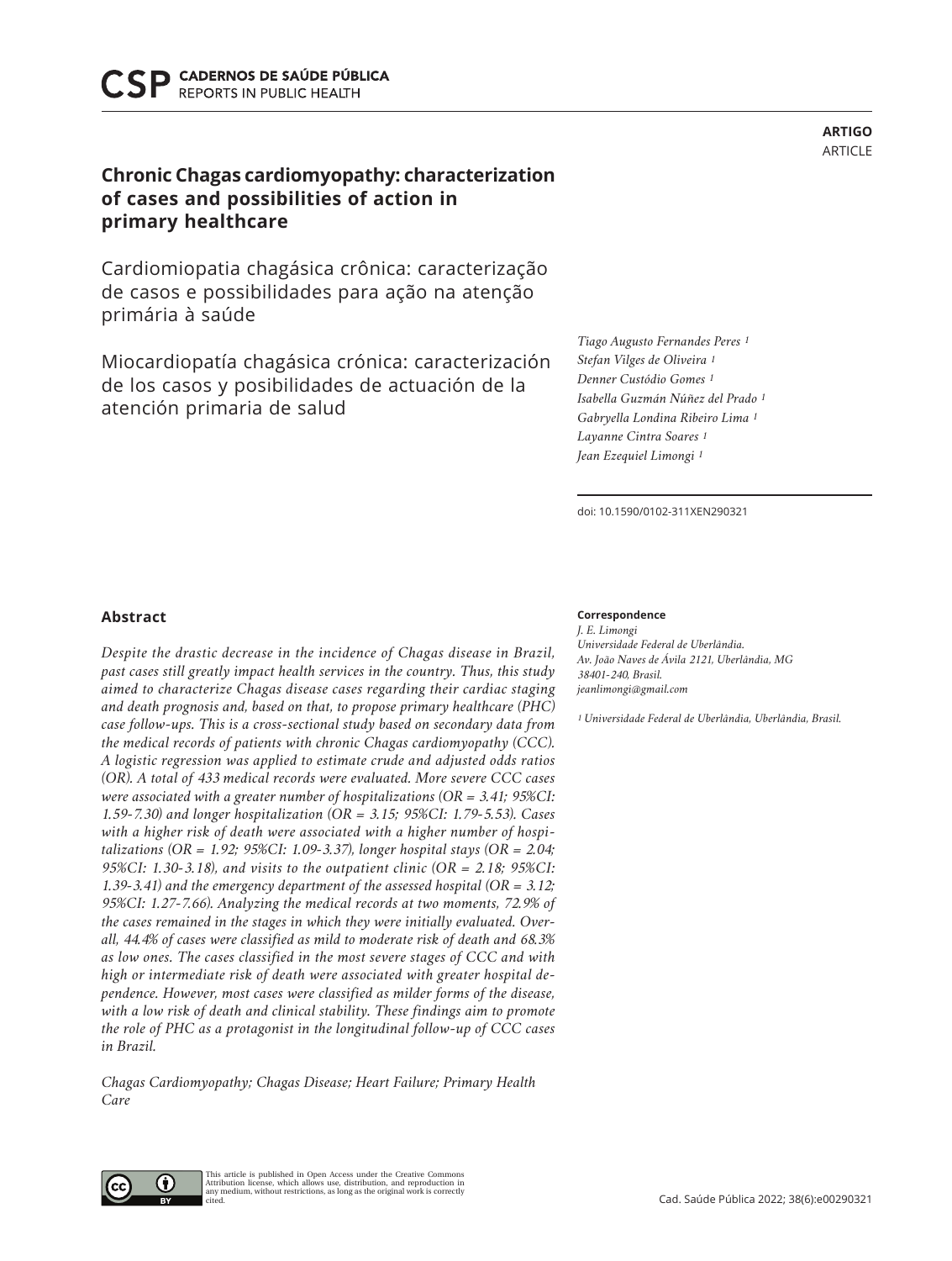ARTIGO
ARTICLE

# Chronic Chagas cardiomyopathy: characterization of cases and possibilities of action in primary healthcare

Cardiomiopatia chagásica crônica: caracterização de casos e possibilidades para ação na atenção primária à saúde

Miocardiopatía chagásica crónica: caracterización de los casos y posibilidades de actuación de la atención primaria de salud

*Tiago Augusto Fernandes Peres [1]*
*Stefan Vilges de Oliveira [1]*
*Denner Custódio Gomes [1]*
*Isabella Guzmán Núñez del Prado [1]*
*Gabryella Londina Ribeiro Lima [1]*
*Layanne Cintra Soares [1]*
*Jean Ezequiel Limongi [1]*

doi: 10.1590/0102-311XEN290321

## Abstract

*Despite the drastic decrease in the incidence of Chagas disease in Brazil, past cases still greatly impact health services in the country. Thus, this study aimed to characterize Chagas disease cases regarding their cardiac staging and death prognosis and, based on that, to propose primary healthcare (PHC) case follow-ups. This is a cross-sectional study based on secondary data from the medical records of patients with chronic Chagas cardiomyopathy (CCC). A logistic regression was applied to estimate crude and adjusted odds ratios (OR). A total of 433 medical records were evaluated. More severe CCC cases were associated with a greater number of hospitalizations (OR = 3.41; 95%CI: 1.59-7.30) and longer hospitalization (OR = 3.15; 95%CI: 1.79-5.53). Cases with a higher risk of death were associated with a higher number of hospitalizations (OR = 1.92; 95%CI: 1.09-3.37), longer hospital stays (OR = 2.04; 95%CI: 1.30-3.18), and visits to the outpatient clinic (OR = 2.18; 95%CI: 1.39-3.41) and the emergency department of the assessed hospital (OR = 3.12; 95%CI: 1.27-7.66). Analyzing the medical records at two moments, 72.9% of the cases remained in the stages in which they were initially evaluated. Overall, 44.4% of cases were classified as mild to moderate risk of death and 68.3% as low ones. The cases classified in the most severe stages of CCC and with high or intermediate risk of death were associated with greater hospital dependence. However, most cases were classified as milder forms of the disease, with a low risk of death and clinical stability. These findings aim to promote the role of PHC as a protagonist in the longitudinal follow-up of CCC cases in Brazil.*

*Chagas Cardiomyopathy; Chagas Disease; Heart Failure; Primary Health Care*

**Correspondence**
*J. E. Limongi*
*Universidade Federal de Uberlândia.*
*Av. João Naves de Ávila 2121, Uberlândia, MG*
*38401-240, Brasil.*
*jeanlimongi@gmail.com*

*[1] Universidade Federal de Uberlândia, Uberlândia, Brasil.*

This article is published in Open Access under the Creative Commons Attribution license, which allows use, distribution, and reproduction in any medium, without restrictions, as long as the original work is correctly cited.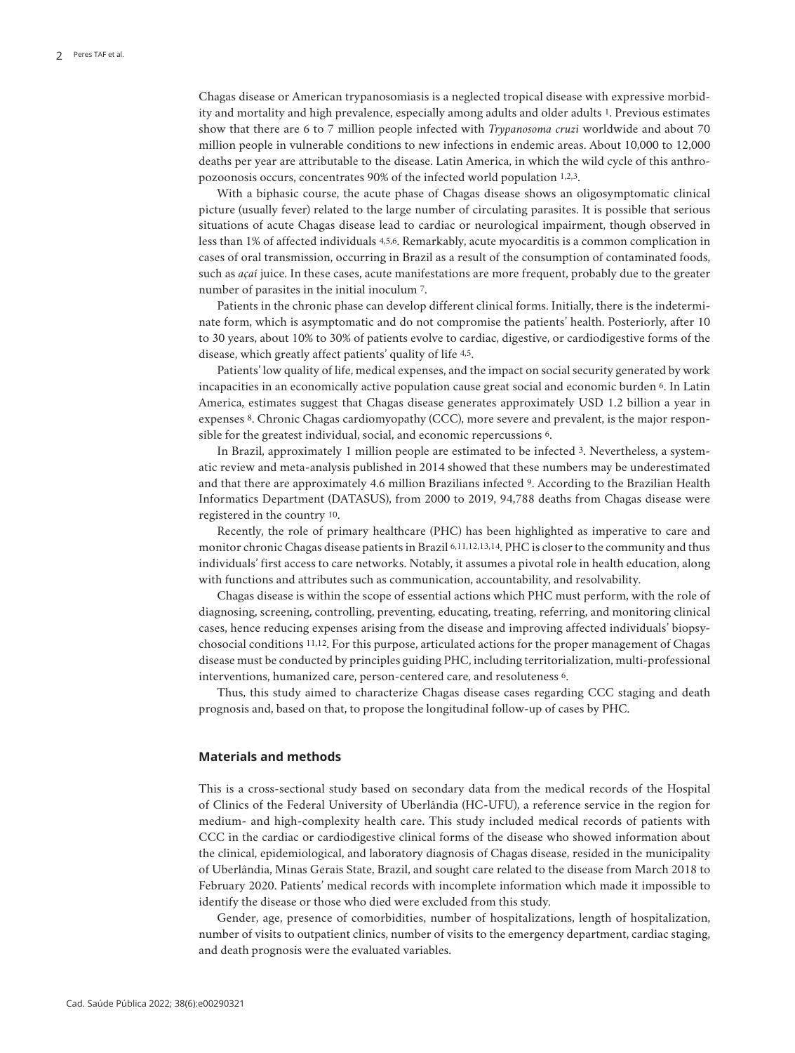Chagas disease or American trypanosomiasis is a neglected tropical disease with expressive morbidity and mortality and high prevalence, especially among adults and older adults [1]. Previous estimates show that there are 6 to 7 million people infected with *Trypanosoma cruzi* worldwide and about 70 million people in vulnerable conditions to new infections in endemic areas. About 10,000 to 12,000 deaths per year are attributable to the disease. Latin America, in which the wild cycle of this anthropozoonosis occurs, concentrates 90% of the infected world population [1,2,3].

With a biphasic course, the acute phase of Chagas disease shows an oligosymptomatic clinical picture (usually fever) related to the large number of circulating parasites. It is possible that serious situations of acute Chagas disease lead to cardiac or neurological impairment, though observed in less than 1% of affected individuals [4,5,6]. Remarkably, acute myocarditis is a common complication in cases of oral transmission, occurring in Brazil as a result of the consumption of contaminated foods, such as *açaí* juice. In these cases, acute manifestations are more frequent, probably due to the greater number of parasites in the initial inoculum [7].

Patients in the chronic phase can develop different clinical forms. Initially, there is the indeterminate form, which is asymptomatic and do not compromise the patients' health. Posteriorly, after 10 to 30 years, about 10% to 30% of patients evolve to cardiac, digestive, or cardiodigestive forms of the disease, which greatly affect patients' quality of life [4,5].

Patients' low quality of life, medical expenses, and the impact on social security generated by work incapacities in an economically active population cause great social and economic burden [6]. In Latin America, estimates suggest that Chagas disease generates approximately USD 1.2 billion a year in expenses [8]. Chronic Chagas cardiomyopathy (CCC), more severe and prevalent, is the major responsible for the greatest individual, social, and economic repercussions [6].

In Brazil, approximately 1 million people are estimated to be infected [3]. Nevertheless, a systematic review and meta-analysis published in 2014 showed that these numbers may be underestimated and that there are approximately 4.6 million Brazilians infected [9]. According to the Brazilian Health Informatics Department (DATASUS), from 2000 to 2019, 94,788 deaths from Chagas disease were registered in the country [10].

Recently, the role of primary healthcare (PHC) has been highlighted as imperative to care and monitor chronic Chagas disease patients in Brazil [6,11,12,13,14]. PHC is closer to the community and thus individuals' first access to care networks. Notably, it assumes a pivotal role in health education, along with functions and attributes such as communication, accountability, and resolvability.

Chagas disease is within the scope of essential actions which PHC must perform, with the role of diagnosing, screening, controlling, preventing, educating, treating, referring, and monitoring clinical cases, hence reducing expenses arising from the disease and improving affected individuals' biopsychosocial conditions [11,12]. For this purpose, articulated actions for the proper management of Chagas disease must be conducted by principles guiding PHC, including territorialization, multi-professional interventions, humanized care, person-centered care, and resoluteness [6].

Thus, this study aimed to characterize Chagas disease cases regarding CCC staging and death prognosis and, based on that, to propose the longitudinal follow-up of cases by PHC.

## Materials and methods

This is a cross-sectional study based on secondary data from the medical records of the Hospital of Clinics of the Federal University of Uberlândia (HC-UFU), a reference service in the region for medium- and high-complexity health care. This study included medical records of patients with CCC in the cardiac or cardiodigestive clinical forms of the disease who showed information about the clinical, epidemiological, and laboratory diagnosis of Chagas disease, resided in the municipality of Uberlândia, Minas Gerais State, Brazil, and sought care related to the disease from March 2018 to February 2020. Patients' medical records with incomplete information which made it impossible to identify the disease or those who died were excluded from this study.

Gender, age, presence of comorbidities, number of hospitalizations, length of hospitalization, number of visits to outpatient clinics, number of visits to the emergency department, cardiac staging, and death prognosis were the evaluated variables.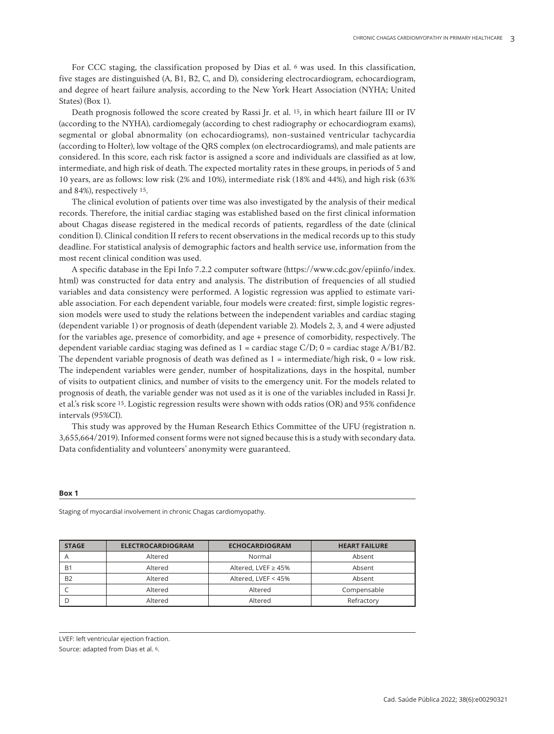For CCC staging, the classification proposed by Dias et al. [6] was used. In this classification, five stages are distinguished (A, B1, B2, C, and D), considering electrocardiogram, echocardiogram, and degree of heart failure analysis, according to the New York Heart Association (NYHA; United States) (Box 1).

Death prognosis followed the score created by Rassi Jr. et al. [15], in which heart failure III or IV (according to the NYHA), cardiomegaly (according to chest radiography or echocardiogram exams), segmental or global abnormality (on echocardiograms), non-sustained ventricular tachycardia (according to Holter), low voltage of the QRS complex (on electrocardiograms), and male patients are considered. In this score, each risk factor is assigned a score and individuals are classified as at low, intermediate, and high risk of death. The expected mortality rates in these groups, in periods of 5 and 10 years, are as follows: low risk (2% and 10%), intermediate risk (18% and 44%), and high risk (63% and 84%), respectively [15].

The clinical evolution of patients over time was also investigated by the analysis of their medical records. Therefore, the initial cardiac staging was established based on the first clinical information about Chagas disease registered in the medical records of patients, regardless of the date (clinical condition I). Clinical condition II refers to recent observations in the medical records up to this study deadline. For statistical analysis of demographic factors and health service use, information from the most recent clinical condition was used.

A specific database in the Epi Info 7.2.2 computer software (https://www.cdc.gov/epiinfo/index.html) was constructed for data entry and analysis. The distribution of frequencies of all studied variables and data consistency were performed. A logistic regression was applied to estimate variable association. For each dependent variable, four models were created: first, simple logistic regression models were used to study the relations between the independent variables and cardiac staging (dependent variable 1) or prognosis of death (dependent variable 2). Models 2, 3, and 4 were adjusted for the variables age, presence of comorbidity, and age + presence of comorbidity, respectively. The dependent variable cardiac staging was defined as 1 = cardiac stage C/D; 0 = cardiac stage A/B1/B2. The dependent variable prognosis of death was defined as 1 = intermediate/high risk, 0 = low risk. The independent variables were gender, number of hospitalizations, days in the hospital, number of visits to outpatient clinics, and number of visits to the emergency unit. For the models related to prognosis of death, the variable gender was not used as it is one of the variables included in Rassi Jr. et al.'s risk score [15]. Logistic regression results were shown with odds ratios (OR) and 95% confidence intervals (95%CI).

This study was approved by the Human Research Ethics Committee of the UFU (registration n. 3,655,664/2019). Informed consent forms were not signed because this is a study with secondary data. Data confidentiality and volunteers' anonymity were guaranteed.

**Box 1**

Staging of myocardial involvement in chronic Chagas cardiomyopathy.

| STAGE | ELECTROCARDIOGRAM | ECHOCARDIOGRAM | HEART FAILURE |
|---|---|---|---|
| A | Altered | Normal | Absent |
| B1 | Altered | Altered, LVEF ≥ 45% | Absent |
| B2 | Altered | Altered, LVEF < 45% | Absent |
| C | Altered | Altered | Compensable |
| D | Altered | Altered | Refractory |

LVEF: left ventricular ejection fraction.

Source: adapted from Dias et al. [6].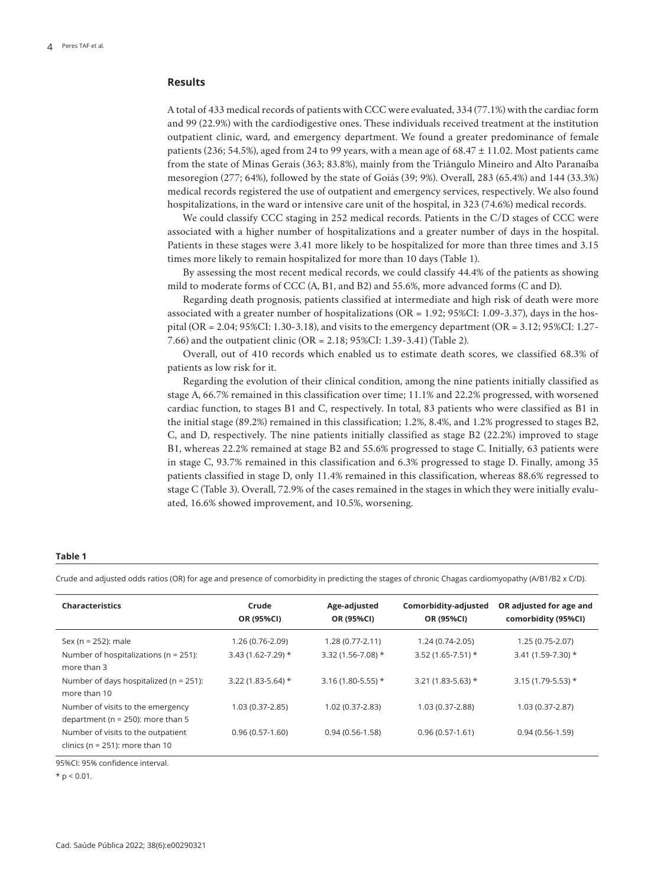## Results

A total of 433 medical records of patients with CCC were evaluated, 334 (77.1%) with the cardiac form and 99 (22.9%) with the cardiodigestive ones. These individuals received treatment at the institution outpatient clinic, ward, and emergency department. We found a greater predominance of female patients (236; 54.5%), aged from 24 to 99 years, with a mean age of 68.47 ± 11.02. Most patients came from the state of Minas Gerais (363; 83.8%), mainly from the Triângulo Mineiro and Alto Paranaíba mesoregion (277; 64%), followed by the state of Goiás (39; 9%). Overall, 283 (65.4%) and 144 (33.3%) medical records registered the use of outpatient and emergency services, respectively. We also found hospitalizations, in the ward or intensive care unit of the hospital, in 323 (74.6%) medical records.

We could classify CCC staging in 252 medical records. Patients in the C/D stages of CCC were associated with a higher number of hospitalizations and a greater number of days in the hospital. Patients in these stages were 3.41 more likely to be hospitalized for more than three times and 3.15 times more likely to remain hospitalized for more than 10 days (Table 1).

By assessing the most recent medical records, we could classify 44.4% of the patients as showing mild to moderate forms of CCC (A, B1, and B2) and 55.6%, more advanced forms (C and D).

Regarding death prognosis, patients classified at intermediate and high risk of death were more associated with a greater number of hospitalizations (OR = 1.92; 95%CI: 1.09-3.37), days in the hospital (OR = 2.04; 95%CI: 1.30-3.18), and visits to the emergency department (OR = 3.12; 95%CI: 1.27-7.66) and the outpatient clinic (OR = 2.18; 95%CI: 1.39-3.41) (Table 2).

Overall, out of 410 records which enabled us to estimate death scores, we classified 68.3% of patients as low risk for it.

Regarding the evolution of their clinical condition, among the nine patients initially classified as stage A, 66.7% remained in this classification over time; 11.1% and 22.2% progressed, with worsened cardiac function, to stages B1 and C, respectively. In total, 83 patients who were classified as B1 in the initial stage (89.2%) remained in this classification; 1.2%, 8.4%, and 1.2% progressed to stages B2, C, and D, respectively. The nine patients initially classified as stage B2 (22.2%) improved to stage B1, whereas 22.2% remained at stage B2 and 55.6% progressed to stage C. Initially, 63 patients were in stage C, 93.7% remained in this classification and 6.3% progressed to stage D. Finally, among 35 patients classified in stage D, only 11.4% remained in this classification, whereas 88.6% regressed to stage C (Table 3). Overall, 72.9% of the cases remained in the stages in which they were initially evaluated, 16.6% showed improvement, and 10.5%, worsening.

**Table 1**

Crude and adjusted odds ratios (OR) for age and presence of comorbidity in predicting the stages of chronic Chagas cardiomyopathy (A/B1/B2 x C/D).

| Characteristics | Crude OR (95%CI) | Age-adjusted OR (95%CI) | Comorbidity-adjusted OR (95%CI) | OR adjusted for age and comorbidity (95%CI) |
|---|---|---|---|---|
| Sex (n = 252): male | 1.26 (0.76-2.09) | 1.28 (0.77-2.11) | 1.24 (0.74-2.05) | 1.25 (0.75-2.07) |
| Number of hospitalizations (n = 251): more than 3 | 3.43 (1.62-7.29) * | 3.32 (1.56-7.08) * | 3.52 (1.65-7.51) * | 3.41 (1.59-7.30) * |
| Number of days hospitalized (n = 251): more than 10 | 3.22 (1.83-5.64) * | 3.16 (1.80-5.55) * | 3.21 (1.83-5.63) * | 3.15 (1.79-5.53) * |
| Number of visits to the emergency department (n = 250): more than 5 | 1.03 (0.37-2.85) | 1.02 (0.37-2.83) | 1.03 (0.37-2.88) | 1.03 (0.37-2.87) |
| Number of visits to the outpatient clinics (n = 251): more than 10 | 0.96 (0.57-1.60) | 0.94 (0.56-1.58) | 0.96 (0.57-1.61) | 0.94 (0.56-1.59) |

95%CI: 95% confidence interval.

* $p < 0.01$.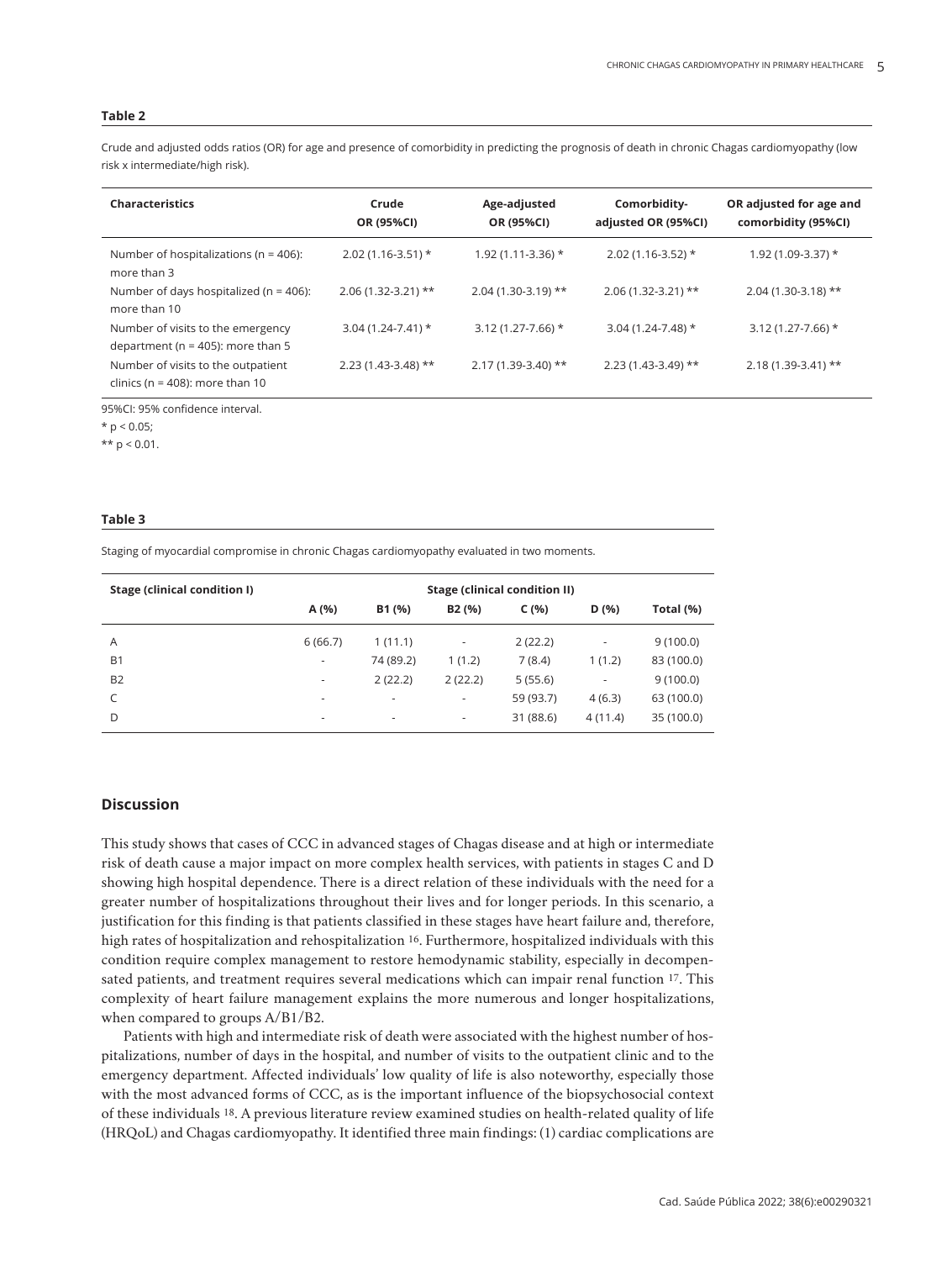**Table 2**

Crude and adjusted odds ratios (OR) for age and presence of comorbidity in predicting the prognosis of death in chronic Chagas cardiomyopathy (low risk x intermediate/high risk).

| Characteristics | Crude OR (95%CI) | Age-adjusted OR (95%CI) | Comorbidity-adjusted OR (95%CI) | OR adjusted for age and comorbidity (95%CI) |
|---|---|---|---|---|
| Number of hospitalizations (n = 406): more than 3 | 2.02 (1.16-3.51) * | 1.92 (1.11-3.36) * | 2.02 (1.16-3.52) * | 1.92 (1.09-3.37) * |
| Number of days hospitalized (n = 406): more than 10 | 2.06 (1.32-3.21) ** | 2.04 (1.30-3.19) ** | 2.06 (1.32-3.21) ** | 2.04 (1.30-3.18) ** |
| Number of visits to the emergency department (n = 405): more than 5 | 3.04 (1.24-7.41) * | 3.12 (1.27-7.66) * | 3.04 (1.24-7.48) * | 3.12 (1.27-7.66) * |
| Number of visits to the outpatient clinics (n = 408): more than 10 | 2.23 (1.43-3.48) ** | 2.17 (1.39-3.40) ** | 2.23 (1.43-3.49) ** | 2.18 (1.39-3.41) ** |

95%CI: 95% confidence interval.

* $p < 0.05$;

** $p < 0.01$.

**Table 3**

Staging of myocardial compromise in chronic Chagas cardiomyopathy evaluated in two moments.

| Stage (clinical condition I) | Stage (clinical condition II) | | | | | |
|---|---|---|---|---|---|---|
| | A (%) | B1 (%) | B2 (%) | C (%) | D (%) | Total (%) |
| A | 6 (66.7) | 1 (11.1) | - | 2 (22.2) | - | 9 (100.0) |
| B1 | - | 74 (89.2) | 1 (1.2) | 7 (8.4) | 1 (1.2) | 83 (100.0) |
| B2 | - | 2 (22.2) | 2 (22.2) | 5 (55.6) | - | 9 (100.0) |
| C | - | - | - | 59 (93.7) | 4 (6.3) | 63 (100.0) |
| D | - | - | - | 31 (88.6) | 4 (11.4) | 35 (100.0) |

## Discussion

This study shows that cases of CCC in advanced stages of Chagas disease and at high or intermediate risk of death cause a major impact on more complex health services, with patients in stages C and D showing high hospital dependence. There is a direct relation of these individuals with the need for a greater number of hospitalizations throughout their lives and for longer periods. In this scenario, a justification for this finding is that patients classified in these stages have heart failure and, therefore, high rates of hospitalization and rehospitalization [16]. Furthermore, hospitalized individuals with this condition require complex management to restore hemodynamic stability, especially in decompensated patients, and treatment requires several medications which can impair renal function [17]. This complexity of heart failure management explains the more numerous and longer hospitalizations, when compared to groups A/B1/B2.

Patients with high and intermediate risk of death were associated with the highest number of hospitalizations, number of days in the hospital, and number of visits to the outpatient clinic and to the emergency department. Affected individuals' low quality of life is also noteworthy, especially those with the most advanced forms of CCC, as is the important influence of the biopsychosocial context of these individuals [18]. A previous literature review examined studies on health-related quality of life (HRQoL) and Chagas cardiomyopathy. It identified three main findings: (1) cardiac complications are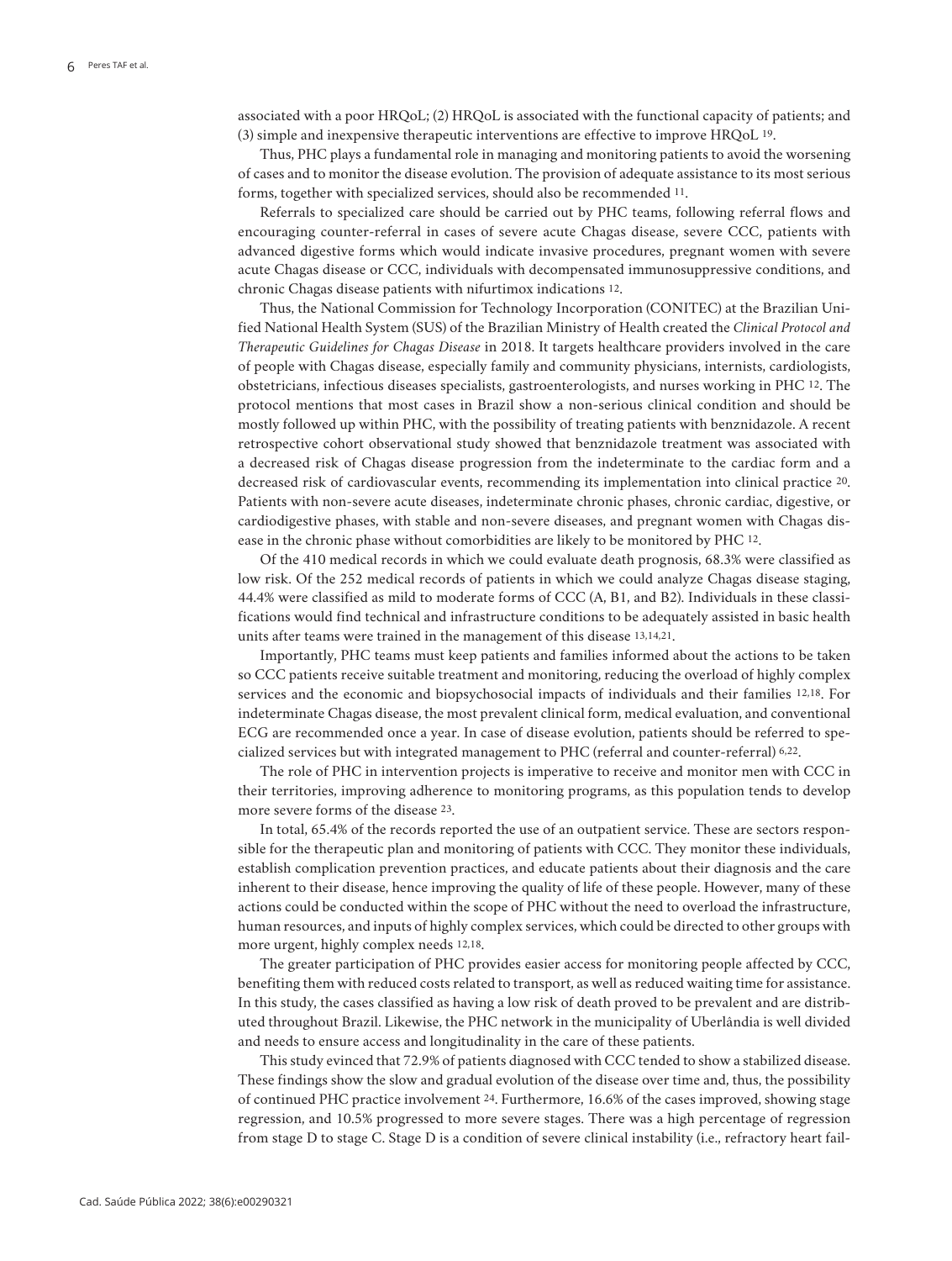associated with a poor HRQoL; (2) HRQoL is associated with the functional capacity of patients; and (3) simple and inexpensive therapeutic interventions are effective to improve HRQoL [19].

Thus, PHC plays a fundamental role in managing and monitoring patients to avoid the worsening of cases and to monitor the disease evolution. The provision of adequate assistance to its most serious forms, together with specialized services, should also be recommended [11].

Referrals to specialized care should be carried out by PHC teams, following referral flows and encouraging counter-referral in cases of severe acute Chagas disease, severe CCC, patients with advanced digestive forms which would indicate invasive procedures, pregnant women with severe acute Chagas disease or CCC, individuals with decompensated immunosuppressive conditions, and chronic Chagas disease patients with nifurtimox indications [12].

Thus, the National Commission for Technology Incorporation (CONITEC) at the Brazilian Unified National Health System (SUS) of the Brazilian Ministry of Health created the *Clinical Protocol and Therapeutic Guidelines for Chagas Disease* in 2018. It targets healthcare providers involved in the care of people with Chagas disease, especially family and community physicians, internists, cardiologists, obstetricians, infectious diseases specialists, gastroenterologists, and nurses working in PHC [12]. The protocol mentions that most cases in Brazil show a non-serious clinical condition and should be mostly followed up within PHC, with the possibility of treating patients with benznidazole. A recent retrospective cohort observational study showed that benznidazole treatment was associated with a decreased risk of Chagas disease progression from the indeterminate to the cardiac form and a decreased risk of cardiovascular events, recommending its implementation into clinical practice [20]. Patients with non-severe acute diseases, indeterminate chronic phases, chronic cardiac, digestive, or cardiodigestive phases, with stable and non-severe diseases, and pregnant women with Chagas disease in the chronic phase without comorbidities are likely to be monitored by PHC [12].

Of the 410 medical records in which we could evaluate death prognosis, 68.3% were classified as low risk. Of the 252 medical records of patients in which we could analyze Chagas disease staging, 44.4% were classified as mild to moderate forms of CCC (A, B1, and B2). Individuals in these classifications would find technical and infrastructure conditions to be adequately assisted in basic health units after teams were trained in the management of this disease [13,14,21].

Importantly, PHC teams must keep patients and families informed about the actions to be taken so CCC patients receive suitable treatment and monitoring, reducing the overload of highly complex services and the economic and biopsychosocial impacts of individuals and their families [12,18]. For indeterminate Chagas disease, the most prevalent clinical form, medical evaluation, and conventional ECG are recommended once a year. In case of disease evolution, patients should be referred to specialized services but with integrated management to PHC (referral and counter-referral) [6,22].

The role of PHC in intervention projects is imperative to receive and monitor men with CCC in their territories, improving adherence to monitoring programs, as this population tends to develop more severe forms of the disease [23].

In total, 65.4% of the records reported the use of an outpatient service. These are sectors responsible for the therapeutic plan and monitoring of patients with CCC. They monitor these individuals, establish complication prevention practices, and educate patients about their diagnosis and the care inherent to their disease, hence improving the quality of life of these people. However, many of these actions could be conducted within the scope of PHC without the need to overload the infrastructure, human resources, and inputs of highly complex services, which could be directed to other groups with more urgent, highly complex needs [12,18].

The greater participation of PHC provides easier access for monitoring people affected by CCC, benefiting them with reduced costs related to transport, as well as reduced waiting time for assistance. In this study, the cases classified as having a low risk of death proved to be prevalent and are distributed throughout Brazil. Likewise, the PHC network in the municipality of Uberlândia is well divided and needs to ensure access and longitudinality in the care of these patients.

This study evinced that 72.9% of patients diagnosed with CCC tended to show a stabilized disease. These findings show the slow and gradual evolution of the disease over time and, thus, the possibility of continued PHC practice involvement [24]. Furthermore, 16.6% of the cases improved, showing stage regression, and 10.5% progressed to more severe stages. There was a high percentage of regression from stage D to stage C. Stage D is a condition of severe clinical instability (i.e., refractory heart fail-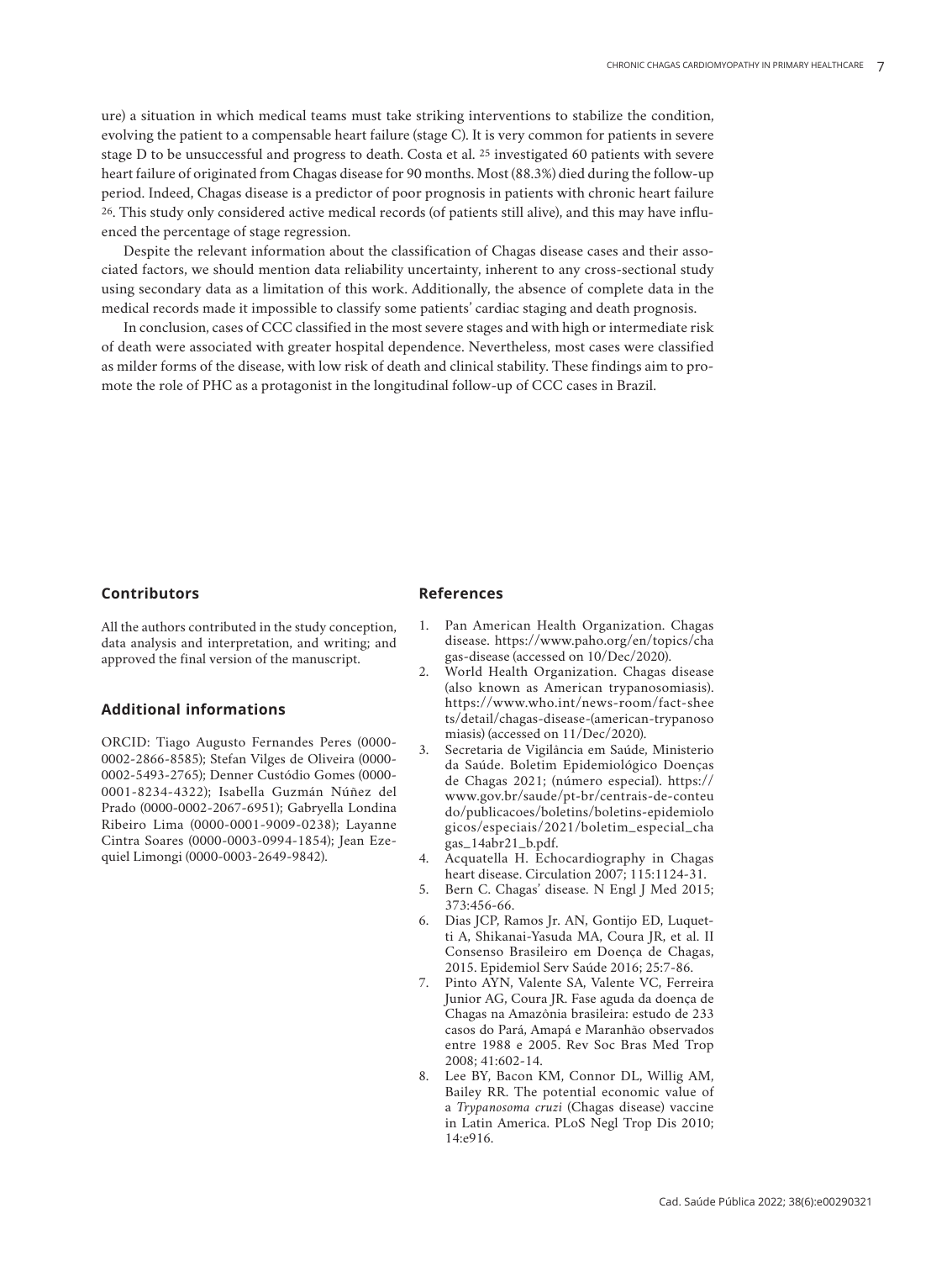ure) a situation in which medical teams must take striking interventions to stabilize the condition, evolving the patient to a compensable heart failure (stage C). It is very common for patients in severe stage D to be unsuccessful and progress to death. Costa et al. [25] investigated 60 patients with severe heart failure of originated from Chagas disease for 90 months. Most (88.3%) died during the follow-up period. Indeed, Chagas disease is a predictor of poor prognosis in patients with chronic heart failure [26]. This study only considered active medical records (of patients still alive), and this may have influenced the percentage of stage regression.

Despite the relevant information about the classification of Chagas disease cases and their associated factors, we should mention data reliability uncertainty, inherent to any cross-sectional study using secondary data as a limitation of this work. Additionally, the absence of complete data in the medical records made it impossible to classify some patients' cardiac staging and death prognosis.

In conclusion, cases of CCC classified in the most severe stages and with high or intermediate risk of death were associated with greater hospital dependence. Nevertheless, most cases were classified as milder forms of the disease, with low risk of death and clinical stability. These findings aim to promote the role of PHC as a protagonist in the longitudinal follow-up of CCC cases in Brazil.

## Contributors

All the authors contributed in the study conception, data analysis and interpretation, and writing; and approved the final version of the manuscript.

## Additional informations

ORCID: Tiago Augusto Fernandes Peres (0000-0002-2866-8585); Stefan Vilges de Oliveira (0000-0002-5493-2765); Denner Custódio Gomes (0000-0001-8234-4322); Isabella Guzmán Núñez del Prado (0000-0002-2067-6951); Gabryella Londina Ribeiro Lima (0000-0001-9009-0238); Layanne Cintra Soares (0000-0003-0994-1854); Jean Ezequiel Limongi (0000-0003-2649-9842).

## References

1. Pan American Health Organization. Chagas disease. https://www.paho.org/en/topics/chagas-disease (accessed on 10/Dec/2020).
2. World Health Organization. Chagas disease (also known as American trypanosomiasis). https://www.who.int/news-room/fact-sheets/detail/chagas-disease-(american-trypanosomiasis) (accessed on 11/Dec/2020).
3. Secretaria de Vigilância em Saúde, Ministerio da Saúde. Boletim Epidemiológico Doenças de Chagas 2021; (número especial). https://www.gov.br/saude/pt-br/centrais-de-conteudo/publicacoes/boletins/boletins-epidemiologicos/especiais/2021/boletim_especial_chagas_14abr21_b.pdf.
4. Acquatella H. Echocardiography in Chagas heart disease. Circulation 2007; 115:1124-31.
5. Bern C. Chagas' disease. N Engl J Med 2015; 373:456-66.
6. Dias JCP, Ramos Jr. AN, Gontijo ED, Luquetti A, Shikanai-Yasuda MA, Coura JR, et al. II Consenso Brasileiro em Doença de Chagas, 2015. Epidemiol Serv Saúde 2016; 25:7-86.
7. Pinto AYN, Valente SA, Valente VC, Ferreira Junior AG, Coura JR. Fase aguda da doença de Chagas na Amazônia brasileira: estudo de 233 casos do Pará, Amapá e Maranhão observados entre 1988 e 2005. Rev Soc Bras Med Trop 2008; 41:602-14.
8. Lee BY, Bacon KM, Connor DL, Willig AM, Bailey RR. The potential economic value of a *Trypanosoma cruzi* (Chagas disease) vaccine in Latin America. PLoS Negl Trop Dis 2010; 14:e916.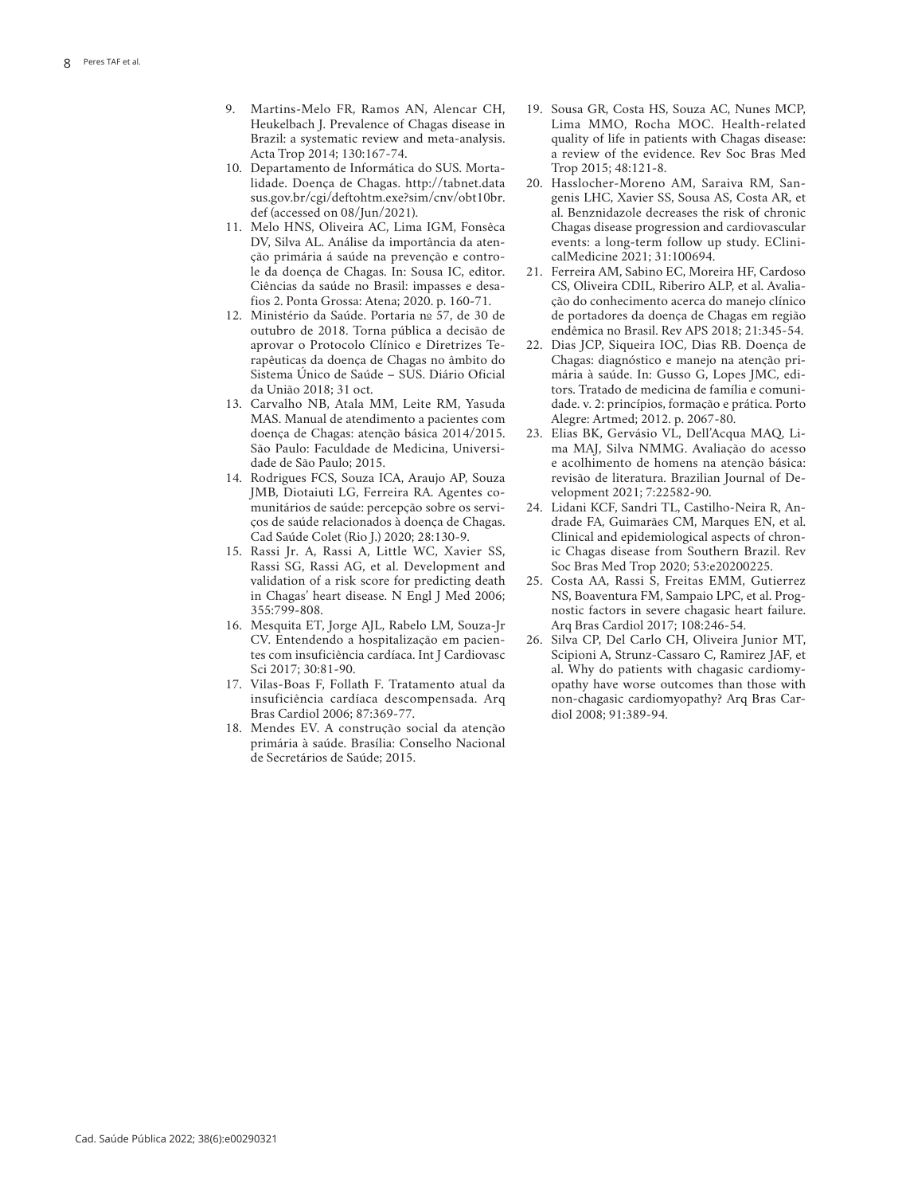9. Martins-Melo FR, Ramos AN, Alencar CH, Heukelbach J. Prevalence of Chagas disease in Brazil: a systematic review and meta-analysis. Acta Trop 2014; 130:167-74.
10. Departamento de Informática do SUS. Mortalidade. Doença de Chagas. http://tabnet.datasus.gov.br/cgi/deftohtm.exe?sim/cnv/obt10br.def (accessed on 08/Jun/2021).
11. Melo HNS, Oliveira AC, Lima IGM, Fonsêca DV, Silva AL. Análise da importância da atenção primária á saúde na prevenção e controle da doença de Chagas. In: Sousa IC, editor. Ciências da saúde no Brasil: impasses e desafios 2. Ponta Grossa: Atena; 2020. p. 160-71.
12. Ministério da Saúde. Portaria nº 57, de 30 de outubro de 2018. Torna pública a decisão de aprovar o Protocolo Clínico e Diretrizes Terapêuticas da doença de Chagas no âmbito do Sistema Único de Saúde – SUS. Diário Oficial da União 2018; 31 oct.
13. Carvalho NB, Atala MM, Leite RM, Yasuda MAS. Manual de atendimento a pacientes com doença de Chagas: atenção básica 2014/2015. São Paulo: Faculdade de Medicina, Universidade de São Paulo; 2015.
14. Rodrigues FCS, Souza ICA, Araujo AP, Souza JMB, Diotaiuti LG, Ferreira RA. Agentes comunitários de saúde: percepção sobre os serviços de saúde relacionados à doença de Chagas. Cad Saúde Colet (Rio J.) 2020; 28:130-9.
15. Rassi Jr. A, Rassi A, Little WC, Xavier SS, Rassi SG, Rassi AG, et al. Development and validation of a risk score for predicting death in Chagas' heart disease. N Engl J Med 2006; 355:799-808.
16. Mesquita ET, Jorge AJL, Rabelo LM, Souza-Jr CV. Entendendo a hospitalização em pacientes com insuficiência cardíaca. Int J Cardiovasc Sci 2017; 30:81-90.
17. Vilas-Boas F, Follath F. Tratamento atual da insuficiência cardíaca descompensada. Arq Bras Cardiol 2006; 87:369-77.
18. Mendes EV. A construção social da atenção primária à saúde. Brasília: Conselho Nacional de Secretários de Saúde; 2015.
19. Sousa GR, Costa HS, Souza AC, Nunes MCP, Lima MMO, Rocha MOC. Health-related quality of life in patients with Chagas disease: a review of the evidence. Rev Soc Bras Med Trop 2015; 48:121-8.
20. Hasslocher-Moreno AM, Saraiva RM, Sangenis LHC, Xavier SS, Sousa AS, Costa AR, et al. Benznidazole decreases the risk of chronic Chagas disease progression and cardiovascular events: a long-term follow up study. EClinicalMedicine 2021; 31:100694.
21. Ferreira AM, Sabino EC, Moreira HF, Cardoso CS, Oliveira CDIL, Riberiro ALP, et al. Avaliação do conhecimento acerca do manejo clínico de portadores da doença de Chagas em região endêmica no Brasil. Rev APS 2018; 21:345-54.
22. Dias JCP, Siqueira IOC, Dias RB. Doença de Chagas: diagnóstico e manejo na atenção primária à saúde. In: Gusso G, Lopes JMC, editors. Tratado de medicina de família e comunidade. v. 2: princípios, formação e prática. Porto Alegre: Artmed; 2012. p. 2067-80.
23. Elias BK, Gervásio VL, Dell'Acqua MAQ, Lima MAJ, Silva NMMG. Avaliação do acesso e acolhimento de homens na atenção básica: revisão de literatura. Brazilian Journal of Development 2021; 7:22582-90.
24. Lidani KCF, Sandri TL, Castilho-Neira R, Andrade FA, Guimarães CM, Marques EN, et al. Clinical and epidemiological aspects of chronic Chagas disease from Southern Brazil. Rev Soc Bras Med Trop 2020; 53:e20200225.
25. Costa AA, Rassi S, Freitas EMM, Gutierrez NS, Boaventura FM, Sampaio LPC, et al. Prognostic factors in severe chagasic heart failure. Arq Bras Cardiol 2017; 108:246-54.
26. Silva CP, Del Carlo CH, Oliveira Junior MT, Scipioni A, Strunz-Cassaro C, Ramirez JAF, et al. Why do patients with chagasic cardiomyopathy have worse outcomes than those with non-chagasic cardiomyopathy? Arq Bras Cardiol 2008; 91:389-94.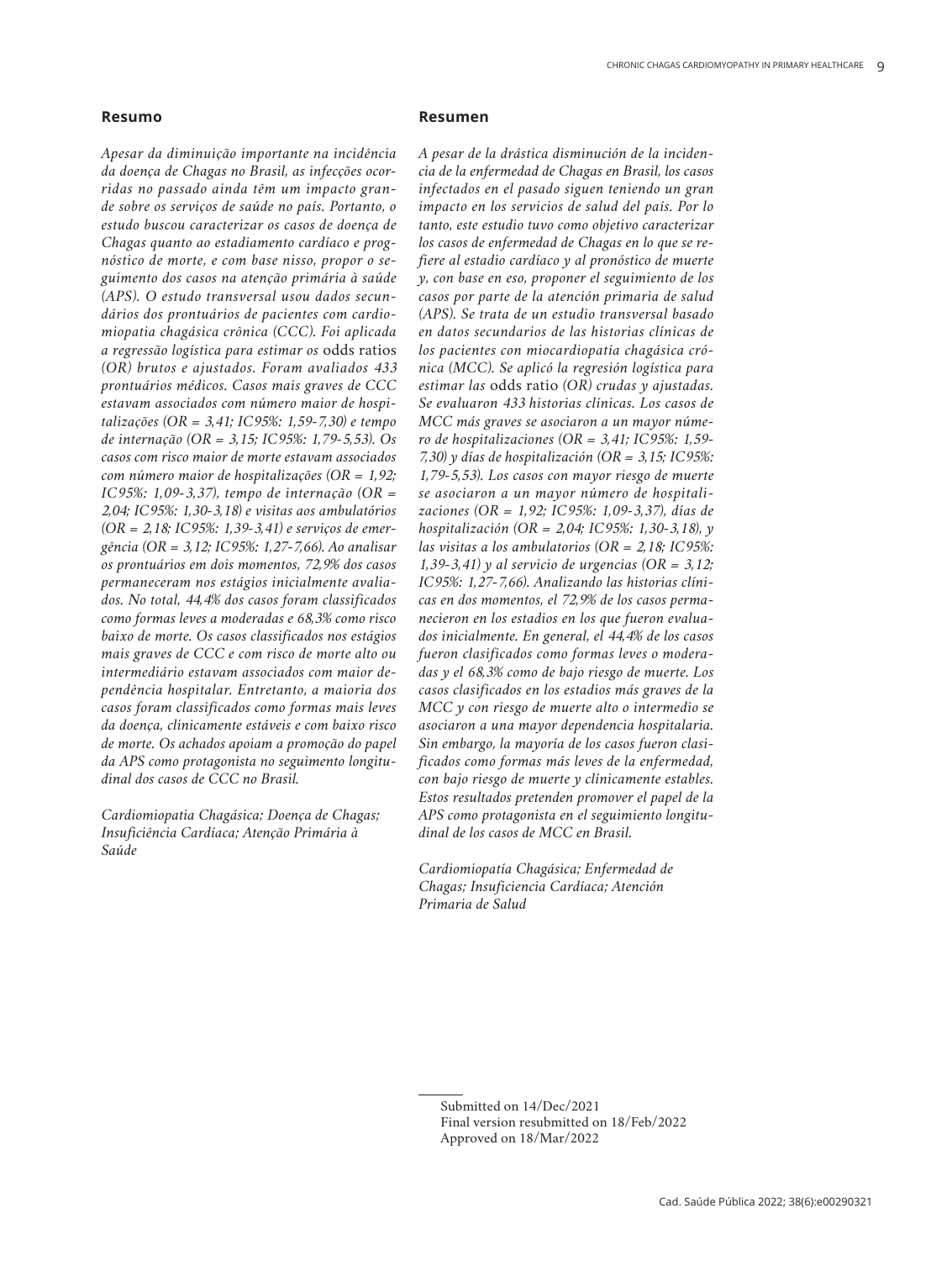## Resumo

*Apesar da diminuição importante na incidência da doença de Chagas no Brasil, as infecções ocorridas no passado ainda têm um impacto grande sobre os serviços de saúde no país. Portanto, o estudo buscou caracterizar os casos de doença de Chagas quanto ao estadiamento cardíaco e prognóstico de morte, e com base nisso, propor o seguimento dos casos na atenção primária à saúde (APS). O estudo transversal usou dados secundários dos prontuários de pacientes com cardiomiopatia chagásica crônica (CCC). Foi aplicada a regressão logística para estimar os* odds ratios *(OR) brutos e ajustados. Foram avaliados 433 prontuários médicos. Casos mais graves de CCC estavam associados com número maior de hospitalizações (OR = 3,41; IC95%: 1,59-7,30) e tempo de internação (OR = 3,15; IC95%: 1,79-5,53). Os casos com risco maior de morte estavam associados com número maior de hospitalizações (OR = 1,92; IC95%: 1,09-3,37), tempo de internação (OR = 2,04; IC95%: 1,30-3,18) e visitas aos ambulatórios (OR = 2,18; IC95%: 1,39-3,41) e serviços de emergência (OR = 3,12; IC95%: 1,27-7,66). Ao analisar os prontuários em dois momentos, 72,9% dos casos permaneceram nos estágios inicialmente avaliados. No total, 44,4% dos casos foram classificados como formas leves a moderadas e 68,3% como risco baixo de morte. Os casos classificados nos estágios mais graves de CCC e com risco de morte alto ou intermediário estavam associados com maior dependência hospitalar. Entretanto, a maioria dos casos foram classificados como formas mais leves da doença, clinicamente estáveis e com baixo risco de morte. Os achados apoiam a promoção do papel da APS como protagonista no seguimento longitudinal dos casos de CCC no Brasil.*

*Cardiomiopatia Chagásica; Doença de Chagas; Insuficiência Cardíaca; Atenção Primária à Saúde*

## Resumen

*A pesar de la drástica disminución de la incidencia de la enfermedad de Chagas en Brasil, los casos infectados en el pasado siguen teniendo un gran impacto en los servicios de salud del país. Por lo tanto, este estudio tuvo como objetivo caracterizar los casos de enfermedad de Chagas en lo que se refiere al estadio cardíaco y al pronóstico de muerte y, con base en eso, proponer el seguimiento de los casos por parte de la atención primaria de salud (APS). Se trata de un estudio transversal basado en datos secundarios de las historias clínicas de los pacientes con miocardiopatía chagásica crónica (MCC). Se aplicó la regresión logística para estimar las* odds ratio *(OR) crudas y ajustadas. Se evaluaron 433 historias clínicas. Los casos de MCC más graves se asociaron a un mayor número de hospitalizaciones (OR = 3,41; IC95%: 1,59-7,30) y días de hospitalización (OR = 3,15; IC95%: 1,79-5,53). Los casos con mayor riesgo de muerte se asociaron a un mayor número de hospitalizaciones (OR = 1,92; IC95%: 1,09-3,37), días de hospitalización (OR = 2,04; IC95%: 1,30-3,18), y las visitas a los ambulatorios (OR = 2,18; IC95%: 1,39-3,41) y al servicio de urgencias (OR = 3,12; IC95%: 1,27-7,66). Analizando las historias clínicas en dos momentos, el 72,9% de los casos permanecieron en los estadios en los que fueron evaluados inicialmente. En general, el 44,4% de los casos fueron clasificados como formas leves o moderadas y el 68,3% como de bajo riesgo de muerte. Los casos clasificados en los estadios más graves de la MCC y con riesgo de muerte alto o intermedio se asociaron a una mayor dependencia hospitalaria. Sin embargo, la mayoría de los casos fueron clasificados como formas más leves de la enfermedad, con bajo riesgo de muerte y clínicamente estables. Estos resultados pretenden promover el papel de la APS como protagonista en el seguimiento longitudinal de los casos de MCC en Brasil.*

*Cardiomiopatía Chagásica; Enfermedad de Chagas; Insuficiencia Cardíaca; Atención Primaria de Salud*

Submitted on 14/Dec/2021
Final version resubmitted on 18/Feb/2022
Approved on 18/Mar/2022